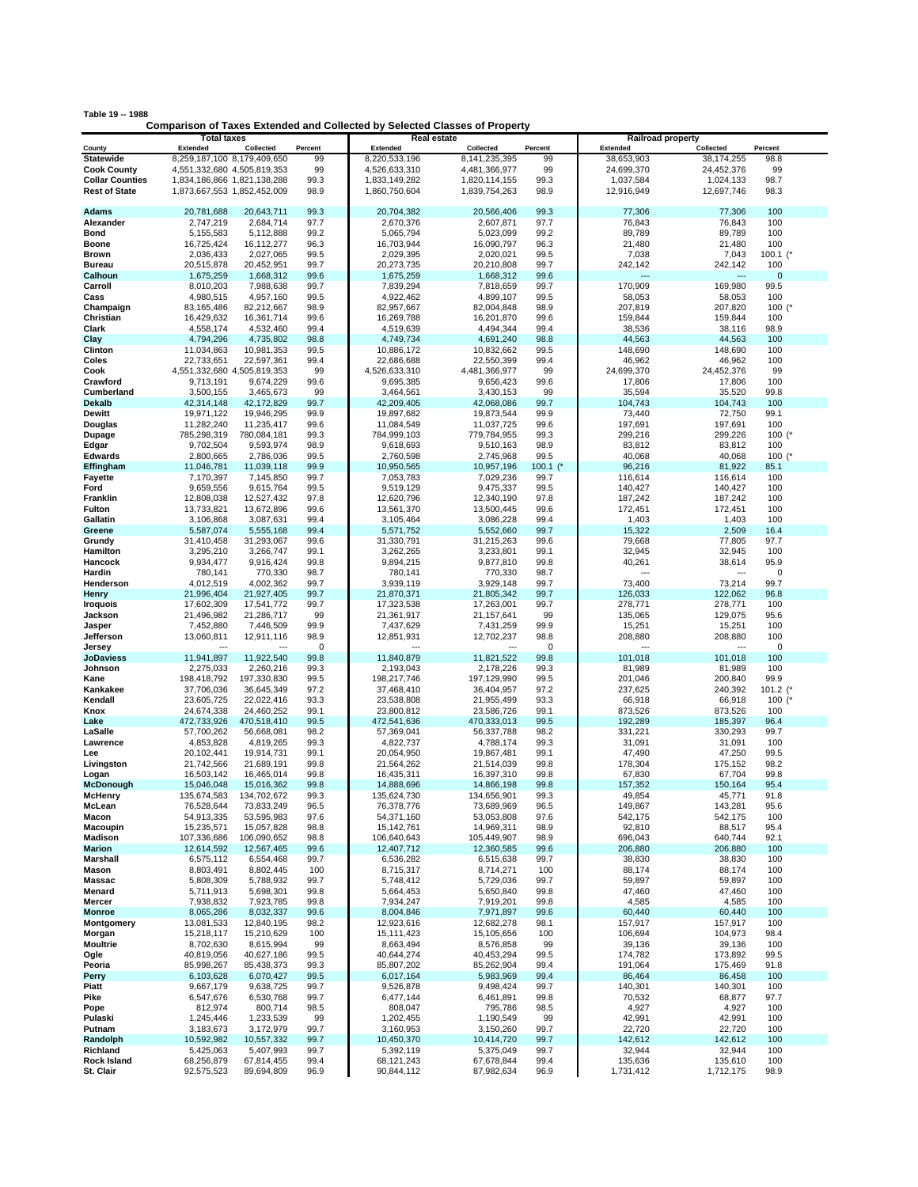**Table 19 -- 1988**

**Comparison of Taxes Extended and Collected by Selected Classes of Property**

| County | Total taxes | | | Real estate | | | Railroad property | | |
|---|---|---|---|---|---|---|---|---|---|
| | Extended | Collected | Percent | Extended | Collected | Percent | Extended | Collected | Percent |
| **Statewide** | 8,259,187,100 | 8,179,409,650 | 99 | 8,220,533,196 | 8,141,235,395 | 99 | 38,653,903 | 38,174,255 | 98.8 |
| **Cook County** | 4,551,332,680 | 4,505,819,353 | 99 | 4,526,633,310 | 4,481,366,977 | 99 | 24,699,370 | 24,452,376 | 99 |
| **Collar Counties** | 1,834,186,866 | 1,821,138,288 | 99.3 | 1,833,149,282 | 1,820,114,155 | 99.3 | 1,037,584 | 1,024,133 | 98.7 |
| **Rest of State** | 1,873,667,553 | 1,852,452,009 | 98.9 | 1,860,750,604 | 1,839,754,263 | 98.9 | 12,916,949 | 12,697,746 | 98.3 |
| | | | | | | | | | |
| **Adams** | 20,781,688 | 20,643,711 | 99.3 | 20,704,382 | 20,566,406 | 99.3 | 77,306 | 77,306 | 100 |
| **Alexander** | 2,747,219 | 2,684,714 | 97.7 | 2,670,376 | 2,607,871 | 97.7 | 76,843 | 76,843 | 100 |
| **Bond** | 5,155,583 | 5,112,888 | 99.2 | 5,065,794 | 5,023,099 | 99.2 | 89,789 | 89,789 | 100 |
| **Boone** | 16,725,424 | 16,112,277 | 96.3 | 16,703,944 | 16,090,797 | 96.3 | 21,480 | 21,480 | 100 |
| **Brown** | 2,036,433 | 2,027,065 | 99.5 | 2,029,395 | 2,020,021 | 99.5 | 7,038 | 7,043 | 100.1 (* |
| **Bureau** | 20,515,878 | 20,452,951 | 99.7 | 20,273,735 | 20,210,808 | 99.7 | 242,142 | 242,142 | 100 |
| **Calhoun** | 1,675,259 | 1,668,312 | 99.6 | 1,675,259 | 1,668,312 | 99.6 | --- | --- | 0 |
| **Carroll** | 8,010,203 | 7,988,638 | 99.7 | 7,839,294 | 7,818,659 | 99.7 | 170,909 | 169,980 | 99.5 |
| **Cass** | 4,980,515 | 4,957,160 | 99.5 | 4,922,462 | 4,899,107 | 99.5 | 58,053 | 58,053 | 100 |
| **Champaign** | 83,165,486 | 82,212,667 | 98.9 | 82,957,667 | 82,004,848 | 98.9 | 207,819 | 207,820 | 100 (* |
| **Christian** | 16,429,632 | 16,361,714 | 99.6 | 16,269,788 | 16,201,870 | 99.6 | 159,844 | 159,844 | 100 |
| **Clark** | 4,558,174 | 4,532,460 | 99.4 | 4,519,639 | 4,494,344 | 99.4 | 38,536 | 38,116 | 98.9 |
| **Clay** | 4,794,296 | 4,735,802 | 98.8 | 4,749,734 | 4,691,240 | 98.8 | 44,563 | 44,563 | 100 |
| **Clinton** | 11,034,863 | 10,981,353 | 99.5 | 10,886,172 | 10,832,662 | 99.5 | 148,690 | 148,690 | 100 |
| **Coles** | 22,733,651 | 22,597,361 | 99.4 | 22,686,688 | 22,550,399 | 99.4 | 46,962 | 46,962 | 100 |
| **Cook** | 4,551,332,680 | 4,505,819,353 | 99 | 4,526,633,310 | 4,481,366,977 | 99 | 24,699,370 | 24,452,376 | 99 |
| **Crawford** | 9,713,191 | 9,674,229 | 99.6 | 9,695,385 | 9,656,423 | 99.6 | 17,806 | 17,806 | 100 |
| **Cumberland** | 3,500,155 | 3,465,673 | 99 | 3,464,561 | 3,430,153 | 99 | 35,594 | 35,520 | 99.8 |
| **Dekalb** | 42,314,148 | 42,172,829 | 99.7 | 42,209,405 | 42,068,086 | 99.7 | 104,743 | 104,743 | 100 |
| **Dewitt** | 19,971,122 | 19,946,295 | 99.9 | 19,897,682 | 19,873,544 | 99.9 | 73,440 | 72,750 | 99.1 |
| **Douglas** | 11,282,240 | 11,235,417 | 99.6 | 11,084,549 | 11,037,725 | 99.6 | 197,691 | 197,691 | 100 |
| **Dupage** | 785,298,319 | 780,084,181 | 99.3 | 784,999,103 | 779,784,955 | 99.3 | 299,216 | 299,226 | 100 (* |
| **Edgar** | 9,702,504 | 9,593,974 | 98.9 | 9,618,693 | 9,510,163 | 98.9 | 83,812 | 83,812 | 100 |
| **Edwards** | 2,800,665 | 2,786,036 | 99.5 | 2,760,598 | 2,745,968 | 99.5 | 40,068 | 40,068 | 100 (* |
| **Effingham** | 11,046,781 | 11,039,118 | 99.9 | 10,950,565 | 10,957,196 | 100.1 (* | 96,216 | 81,922 | 85.1 |
| **Fayette** | 7,170,397 | 7,145,850 | 99.7 | 7,053,783 | 7,029,236 | 99.7 | 116,614 | 116,614 | 100 |
| **Ford** | 9,659,556 | 9,615,764 | 99.5 | 9,519,129 | 9,475,337 | 99.5 | 140,427 | 140,427 | 100 |
| **Franklin** | 12,808,038 | 12,527,432 | 97.8 | 12,620,796 | 12,340,190 | 97.8 | 187,242 | 187,242 | 100 |
| **Fulton** | 13,733,821 | 13,672,896 | 99.6 | 13,561,370 | 13,500,445 | 99.6 | 172,451 | 172,451 | 100 |
| **Gallatin** | 3,106,868 | 3,087,631 | 99.4 | 3,105,464 | 3,086,228 | 99.4 | 1,403 | 1,403 | 100 |
| **Greene** | 5,587,074 | 5,555,168 | 99.4 | 5,571,752 | 5,552,660 | 99.7 | 15,322 | 2,509 | 16.4 |
| **Grundy** | 31,410,458 | 31,293,067 | 99.6 | 31,330,791 | 31,215,263 | 99.6 | 79,668 | 77,805 | 97.7 |
| **Hamilton** | 3,295,210 | 3,266,747 | 99.1 | 3,262,265 | 3,233,801 | 99.1 | 32,945 | 32,945 | 100 |
| **Hancock** | 9,934,477 | 9,916,424 | 99.8 | 9,894,215 | 9,877,810 | 99.8 | 40,261 | 38,614 | 95.9 |
| **Hardin** | 780,141 | 770,330 | 98.7 | 780,141 | 770,330 | 98.7 | --- | --- | 0 |
| **Henderson** | 4,012,519 | 4,002,362 | 99.7 | 3,939,119 | 3,929,148 | 99.7 | 73,400 | 73,214 | 99.7 |
| **Henry** | 21,996,404 | 21,927,405 | 99.7 | 21,870,371 | 21,805,342 | 99.7 | 126,033 | 122,062 | 96.8 |
| **Iroquois** | 17,602,309 | 17,541,772 | 99.7 | 17,323,538 | 17,263,001 | 99.7 | 278,771 | 278,771 | 100 |
| **Jackson** | 21,496,982 | 21,286,717 | 99 | 21,361,917 | 21,157,641 | 99 | 135,065 | 129,075 | 95.6 |
| **Jasper** | 7,452,880 | 7,446,509 | 99.9 | 7,437,629 | 7,431,259 | 99.9 | 15,251 | 15,251 | 100 |
| **Jefferson** | 13,060,811 | 12,911,116 | 98.9 | 12,851,931 | 12,702,237 | 98.8 | 208,880 | 208,880 | 100 |
| **Jersey** | --- | --- | 0 | --- | --- | 0 | --- | --- | 0 |
| **JoDaviess** | 11,941,897 | 11,922,540 | 99.8 | 11,840,879 | 11,821,522 | 99.8 | 101,018 | 101,018 | 100 |
| **Johnson** | 2,275,033 | 2,260,216 | 99.3 | 2,193,043 | 2,178,226 | 99.3 | 81,989 | 81,989 | 100 |
| **Kane** | 198,418,792 | 197,330,830 | 99.5 | 198,217,746 | 197,129,990 | 99.5 | 201,046 | 200,840 | 99.9 |
| **Kankakee** | 37,706,036 | 36,645,349 | 97.2 | 37,468,410 | 36,404,957 | 97.2 | 237,625 | 240,392 | 101.2 (* |
| **Kendall** | 23,605,725 | 22,022,416 | 93.3 | 23,538,808 | 21,955,499 | 93.3 | 66,918 | 66,918 | 100 (* |
| **Knox** | 24,674,338 | 24,460,252 | 99.1 | 23,800,812 | 23,586,726 | 99.1 | 873,526 | 873,526 | 100 |
| **Lake** | 472,733,926 | 470,518,410 | 99.5 | 472,541,636 | 470,333,013 | 99.5 | 192,289 | 185,397 | 96.4 |
| **LaSalle** | 57,700,262 | 56,668,081 | 98.2 | 57,369,041 | 56,337,788 | 98.2 | 331,221 | 330,293 | 99.7 |
| **Lawrence** | 4,853,828 | 4,819,265 | 99.3 | 4,822,737 | 4,788,174 | 99.3 | 31,091 | 31,091 | 100 |
| **Lee** | 20,102,441 | 19,914,731 | 99.1 | 20,054,950 | 19,867,481 | 99.1 | 47,490 | 47,250 | 99.5 |
| **Livingston** | 21,742,566 | 21,689,191 | 99.8 | 21,564,262 | 21,514,039 | 99.8 | 178,304 | 175,152 | 98.2 |
| **Logan** | 16,503,142 | 16,465,014 | 99.8 | 16,435,311 | 16,397,310 | 99.8 | 67,830 | 67,704 | 99.8 |
| **McDonough** | 15,046,048 | 15,016,362 | 99.8 | 14,888,696 | 14,866,198 | 99.8 | 157,352 | 150,164 | 95.4 |
| **McHenry** | 135,674,583 | 134,702,672 | 99.3 | 135,624,730 | 134,656,901 | 99.3 | 49,854 | 45,771 | 91.8 |
| **McLean** | 76,528,644 | 73,833,249 | 96.5 | 76,378,776 | 73,689,969 | 96.5 | 149,867 | 143,281 | 95.6 |
| **Macon** | 54,913,335 | 53,595,983 | 97.6 | 54,371,160 | 53,053,808 | 97.6 | 542,175 | 542,175 | 100 |
| **Macoupin** | 15,235,571 | 15,057,828 | 98.8 | 15,142,761 | 14,969,311 | 98.9 | 92,810 | 88,517 | 95.4 |
| **Madison** | 107,336,686 | 106,090,652 | 98.8 | 106,640,643 | 105,449,907 | 98.9 | 696,043 | 640,744 | 92.1 |
| **Marion** | 12,614,592 | 12,567,465 | 99.6 | 12,407,712 | 12,360,585 | 99.6 | 206,880 | 206,880 | 100 |
| **Marshall** | 6,575,112 | 6,554,468 | 99.7 | 6,536,282 | 6,515,638 | 99.7 | 38,830 | 38,830 | 100 |
| **Mason** | 8,803,491 | 8,802,445 | 100 | 8,715,317 | 8,714,271 | 100 | 88,174 | 88,174 | 100 |
| **Massac** | 5,808,309 | 5,788,932 | 99.7 | 5,748,412 | 5,729,036 | 99.7 | 59,897 | 59,897 | 100 |
| **Menard** | 5,711,913 | 5,698,301 | 99.8 | 5,664,453 | 5,650,840 | 99.8 | 47,460 | 47,460 | 100 |
| **Mercer** | 7,938,832 | 7,923,785 | 99.8 | 7,934,247 | 7,919,201 | 99.8 | 4,585 | 4,585 | 100 |
| **Monroe** | 8,065,286 | 8,032,337 | 99.6 | 8,004,846 | 7,971,897 | 99.6 | 60,440 | 60,440 | 100 |
| **Montgomery** | 13,081,533 | 12,840,195 | 98.2 | 12,923,616 | 12,682,278 | 98.1 | 157,917 | 157,917 | 100 |
| **Morgan** | 15,218,117 | 15,210,629 | 100 | 15,111,423 | 15,105,656 | 100 | 106,694 | 104,973 | 98.4 |
| **Moultrie** | 8,702,630 | 8,615,994 | 99 | 8,663,494 | 8,576,858 | 99 | 39,136 | 39,136 | 100 |
| **Ogle** | 40,819,056 | 40,627,186 | 99.5 | 40,644,274 | 40,453,294 | 99.5 | 174,782 | 173,892 | 99.5 |
| **Peoria** | 85,998,267 | 85,438,373 | 99.3 | 85,807,202 | 85,262,904 | 99.4 | 191,064 | 175,469 | 91.8 |
| **Perry** | 6,103,628 | 6,070,427 | 99.5 | 6,017,164 | 5,983,969 | 99.4 | 86,464 | 86,458 | 100 |
| **Piatt** | 9,667,179 | 9,638,725 | 99.7 | 9,526,878 | 9,498,424 | 99.7 | 140,301 | 140,301 | 100 |
| **Pike** | 6,547,676 | 6,530,768 | 99.7 | 6,477,144 | 6,461,891 | 99.8 | 70,532 | 68,877 | 97.7 |
| **Pope** | 812,974 | 800,714 | 98.5 | 808,047 | 795,786 | 98.5 | 4,927 | 4,927 | 100 |
| **Pulaski** | 1,245,446 | 1,233,539 | 99 | 1,202,455 | 1,190,549 | 99 | 42,991 | 42,991 | 100 |
| **Putnam** | 3,183,673 | 3,172,979 | 99.7 | 3,160,953 | 3,150,260 | 99.7 | 22,720 | 22,720 | 100 |
| **Randolph** | 10,592,982 | 10,557,332 | 99.7 | 10,450,370 | 10,414,720 | 99.7 | 142,612 | 142,612 | 100 |
| **Richland** | 5,425,063 | 5,407,993 | 99.7 | 5,392,119 | 5,375,049 | 99.7 | 32,944 | 32,944 | 100 |
| **Rock Island** | 68,256,879 | 67,814,455 | 99.4 | 68,121,243 | 67,678,844 | 99.4 | 135,636 | 135,610 | 100 |
| **St. Clair** | 92,575,523 | 89,694,809 | 96.9 | 90,844,112 | 87,982,634 | 96.9 | 1,731,412 | 1,712,175 | 98.9 |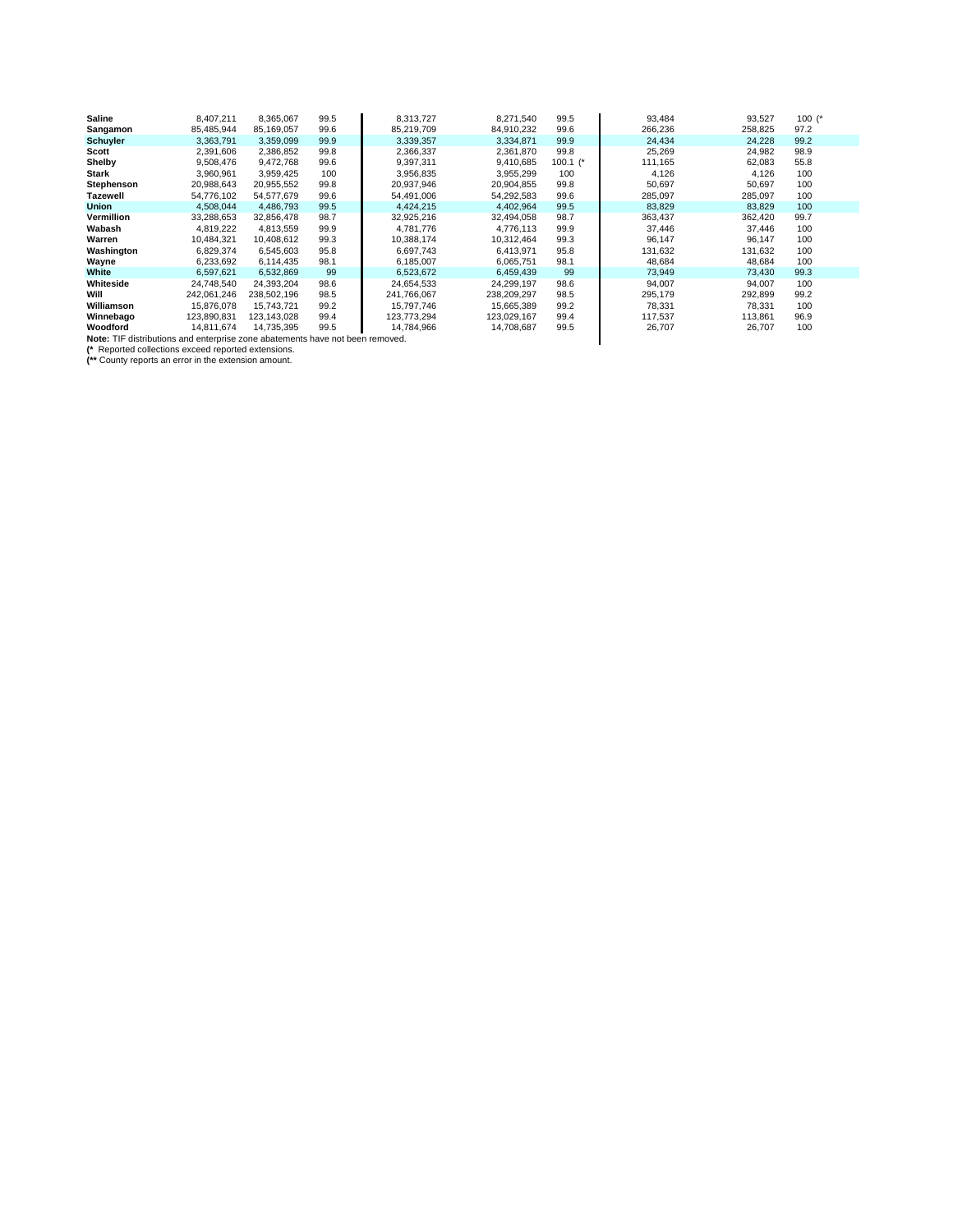| | | | | | | | | | |
|---|---|---|---|---|---|---|---|---|---|
| **Saline** | 8,407,211 | 8,365,067 | 99.5 | 8,313,727 | 8,271,540 | 99.5 | 93,484 | 93,527 | 100 (* |
| **Sangamon** | 85,485,944 | 85,169,057 | 99.6 | 85,219,709 | 84,910,232 | 99.6 | 266,236 | 258,825 | 97.2 |
| **Schuyler** | 3,363,791 | 3,359,099 | 99.9 | 3,339,357 | 3,334,871 | 99.9 | 24,434 | 24,228 | 99.2 |
| **Scott** | 2,391,606 | 2,386,852 | 99.8 | 2,366,337 | 2,361,870 | 99.8 | 25,269 | 24,982 | 98.9 |
| **Shelby** | 9,508,476 | 9,472,768 | 99.6 | 9,397,311 | 9,410,685 | 100.1 (* | 111,165 | 62,083 | 55.8 |
| **Stark** | 3,960,961 | 3,959,425 | 100 | 3,956,835 | 3,955,299 | 100 | 4,126 | 4,126 | 100 |
| **Stephenson** | 20,988,643 | 20,955,552 | 99.8 | 20,937,946 | 20,904,855 | 99.8 | 50,697 | 50,697 | 100 |
| **Tazewell** | 54,776,102 | 54,577,679 | 99.6 | 54,491,006 | 54,292,583 | 99.6 | 285,097 | 285,097 | 100 |
| **Union** | 4,508,044 | 4,486,793 | 99.5 | 4,424,215 | 4,402,964 | 99.5 | 83,829 | 83,829 | 100 |
| **Vermillion** | 33,288,653 | 32,856,478 | 98.7 | 32,925,216 | 32,494,058 | 98.7 | 363,437 | 362,420 | 99.7 |
| **Wabash** | 4,819,222 | 4,813,559 | 99.9 | 4,781,776 | 4,776,113 | 99.9 | 37,446 | 37,446 | 100 |
| **Warren** | 10,484,321 | 10,408,612 | 99.3 | 10,388,174 | 10,312,464 | 99.3 | 96,147 | 96,147 | 100 |
| **Washington** | 6,829,374 | 6,545,603 | 95.8 | 6,697,743 | 6,413,971 | 95.8 | 131,632 | 131,632 | 100 |
| **Wayne** | 6,233,692 | 6,114,435 | 98.1 | 6,185,007 | 6,065,751 | 98.1 | 48,684 | 48,684 | 100 |
| **White** | 6,597,621 | 6,532,869 | 99 | 6,523,672 | 6,459,439 | 99 | 73,949 | 73,430 | 99.3 |
| **Whiteside** | 24,748,540 | 24,393,204 | 98.6 | 24,654,533 | 24,299,197 | 98.6 | 94,007 | 94,007 | 100 |
| **Will** | 242,061,246 | 238,502,196 | 98.5 | 241,766,067 | 238,209,297 | 98.5 | 295,179 | 292,899 | 99.2 |
| **Williamson** | 15,876,078 | 15,743,721 | 99.2 | 15,797,746 | 15,665,389 | 99.2 | 78,331 | 78,331 | 100 |
| **Winnebago** | 123,890,831 | 123,143,028 | 99.4 | 123,773,294 | 123,029,167 | 99.4 | 117,537 | 113,861 | 96.9 |
| **Woodford** | 14,811,674 | 14,735,395 | 99.5 | 14,784,966 | 14,708,687 | 99.5 | 26,707 | 26,707 | 100 |

**Note:** TIF distributions and enterprise zone abatements have not been removed.

**(\*** Reported collections exceed reported extensions.

**(\*\*** County reports an error in the extension amount.